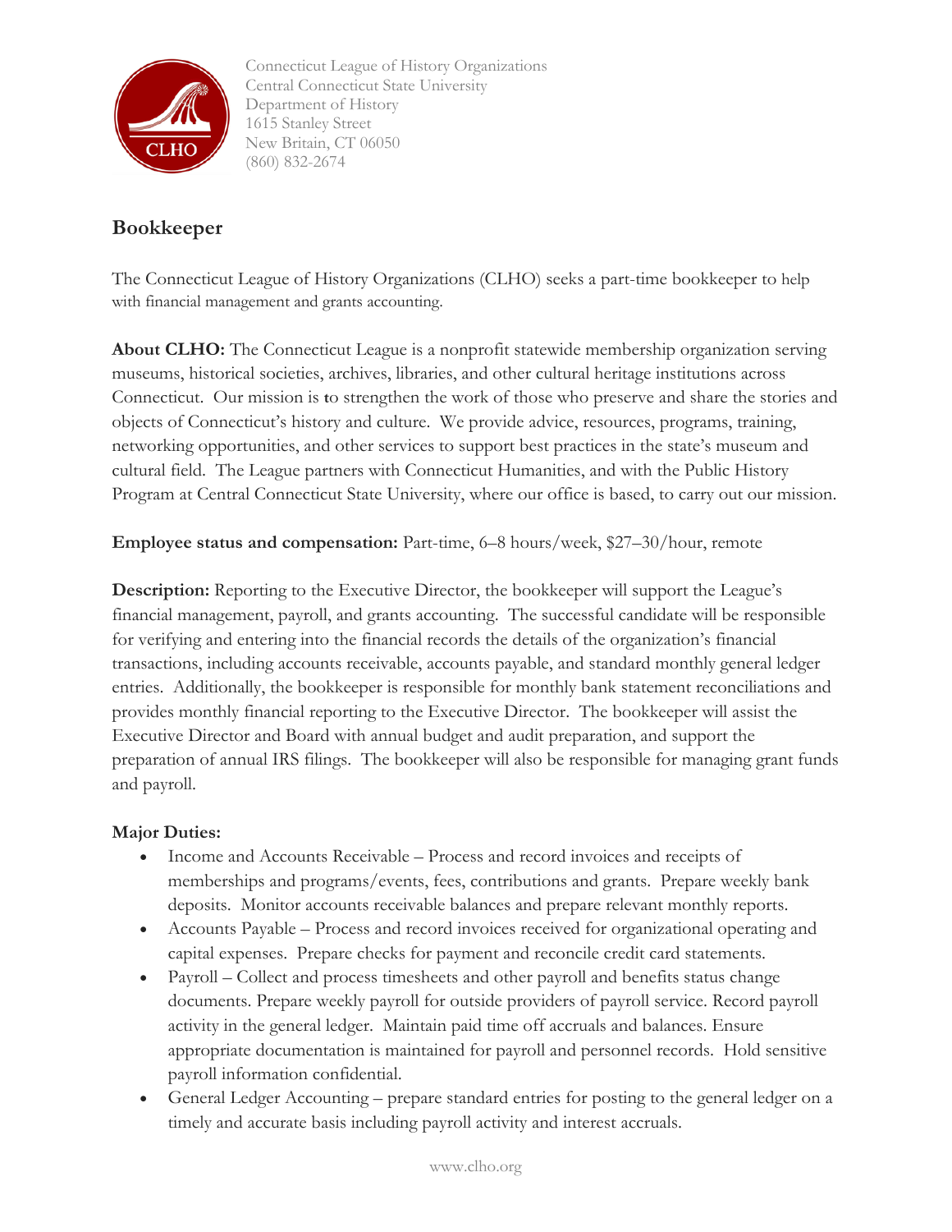Connecticut League of History Organizations
Central Connecticut State University
Department of History
1615 Stanley Street
New Britain, CT 06050
(860) 832-2674

## Bookkeeper

The Connecticut League of History Organizations (CLHO) seeks a part-time bookkeeper to help with financial management and grants accounting.

**About CLHO:** The Connecticut League is a nonprofit statewide membership organization serving museums, historical societies, archives, libraries, and other cultural heritage institutions across Connecticut. Our mission is to strengthen the work of those who preserve and share the stories and objects of Connecticut's history and culture. We provide advice, resources, programs, training, networking opportunities, and other services to support best practices in the state's museum and cultural field. The League partners with Connecticut Humanities, and with the Public History Program at Central Connecticut State University, where our office is based, to carry out our mission.

**Employee status and compensation:** Part-time, 6–8 hours/week, $27–30/hour, remote

**Description:** Reporting to the Executive Director, the bookkeeper will support the League's financial management, payroll, and grants accounting. The successful candidate will be responsible for verifying and entering into the financial records the details of the organization's financial transactions, including accounts receivable, accounts payable, and standard monthly general ledger entries. Additionally, the bookkeeper is responsible for monthly bank statement reconciliations and provides monthly financial reporting to the Executive Director. The bookkeeper will assist the Executive Director and Board with annual budget and audit preparation, and support the preparation of annual IRS filings. The bookkeeper will also be responsible for managing grant funds and payroll.

**Major Duties:**

- Income and Accounts Receivable – Process and record invoices and receipts of memberships and programs/events, fees, contributions and grants. Prepare weekly bank deposits. Monitor accounts receivable balances and prepare relevant monthly reports.
- Accounts Payable – Process and record invoices received for organizational operating and capital expenses. Prepare checks for payment and reconcile credit card statements.
- Payroll – Collect and process timesheets and other payroll and benefits status change documents. Prepare weekly payroll for outside providers of payroll service. Record payroll activity in the general ledger. Maintain paid time off accruals and balances. Ensure appropriate documentation is maintained for payroll and personnel records. Hold sensitive payroll information confidential.
- General Ledger Accounting – prepare standard entries for posting to the general ledger on a timely and accurate basis including payroll activity and interest accruals.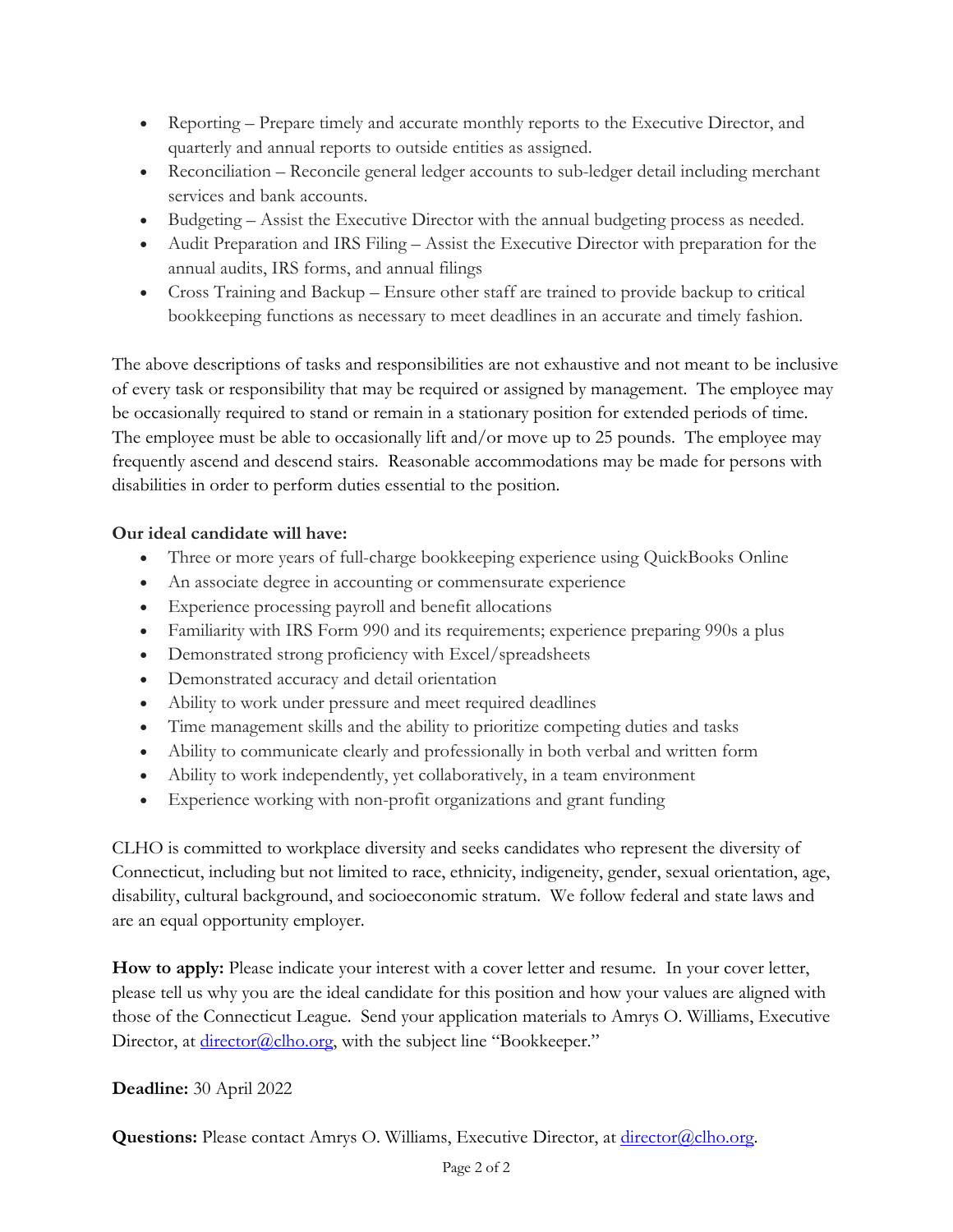- Reporting – Prepare timely and accurate monthly reports to the Executive Director, and quarterly and annual reports to outside entities as assigned.
- Reconciliation – Reconcile general ledger accounts to sub-ledger detail including merchant services and bank accounts.
- Budgeting – Assist the Executive Director with the annual budgeting process as needed.
- Audit Preparation and IRS Filing – Assist the Executive Director with preparation for the annual audits, IRS forms, and annual filings
- Cross Training and Backup – Ensure other staff are trained to provide backup to critical bookkeeping functions as necessary to meet deadlines in an accurate and timely fashion.

The above descriptions of tasks and responsibilities are not exhaustive and not meant to be inclusive of every task or responsibility that may be required or assigned by management. The employee may be occasionally required to stand or remain in a stationary position for extended periods of time. The employee must be able to occasionally lift and/or move up to 25 pounds. The employee may frequently ascend and descend stairs. Reasonable accommodations may be made for persons with disabilities in order to perform duties essential to the position.

**Our ideal candidate will have:**

- Three or more years of full-charge bookkeeping experience using QuickBooks Online
- An associate degree in accounting or commensurate experience
- Experience processing payroll and benefit allocations
- Familiarity with IRS Form 990 and its requirements; experience preparing 990s a plus
- Demonstrated strong proficiency with Excel/spreadsheets
- Demonstrated accuracy and detail orientation
- Ability to work under pressure and meet required deadlines
- Time management skills and the ability to prioritize competing duties and tasks
- Ability to communicate clearly and professionally in both verbal and written form
- Ability to work independently, yet collaboratively, in a team environment
- Experience working with non-profit organizations and grant funding

CLHO is committed to workplace diversity and seeks candidates who represent the diversity of Connecticut, including but not limited to race, ethnicity, indigeneity, gender, sexual orientation, age, disability, cultural background, and socioeconomic stratum. We follow federal and state laws and are an equal opportunity employer.

**How to apply:** Please indicate your interest with a cover letter and resume. In your cover letter, please tell us why you are the ideal candidate for this position and how your values are aligned with those of the Connecticut League. Send your application materials to Amrys O. Williams, Executive Director, at director@clho.org, with the subject line "Bookkeeper."

**Deadline:** 30 April 2022

**Questions:** Please contact Amrys O. Williams, Executive Director, at director@clho.org.